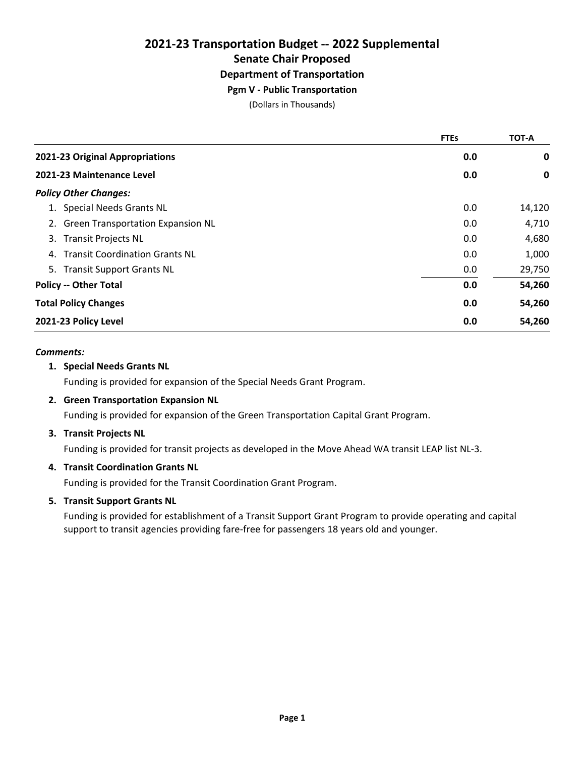# 2021-23 Transportation Budget -- 2022 Supplemental

## Senate Chair Proposed

### Department of Transportation

### Pgm V - Public Transportation

(Dollars in Thousands)

| | FTEs | TOT-A |
|---|---|---|
| **2021-23 Original Appropriations** | **0.0** | **0** |
| **2021-23 Maintenance Level** | **0.0** | **0** |
| ***Policy Other Changes:*** | | |
| 1. Special Needs Grants NL | 0.0 | 14,120 |
| 2. Green Transportation Expansion NL | 0.0 | 4,710 |
| 3. Transit Projects NL | 0.0 | 4,680 |
| 4. Transit Coordination Grants NL | 0.0 | 1,000 |
| 5. Transit Support Grants NL | 0.0 | 29,750 |
| **Policy -- Other Total** | **0.0** | **54,260** |
| **Total Policy Changes** | **0.0** | **54,260** |
| **2021-23 Policy Level** | **0.0** | **54,260** |

***Comments:***

1. **Special Needs Grants NL**

   Funding is provided for expansion of the Special Needs Grant Program.

2. **Green Transportation Expansion NL**

   Funding is provided for expansion of the Green Transportation Capital Grant Program.

3. **Transit Projects NL**

   Funding is provided for transit projects as developed in the Move Ahead WA transit LEAP list NL-3.

4. **Transit Coordination Grants NL**

   Funding is provided for the Transit Coordination Grant Program.

5. **Transit Support Grants NL**

   Funding is provided for establishment of a Transit Support Grant Program to provide operating and capital support to transit agencies providing fare-free for passengers 18 years old and younger.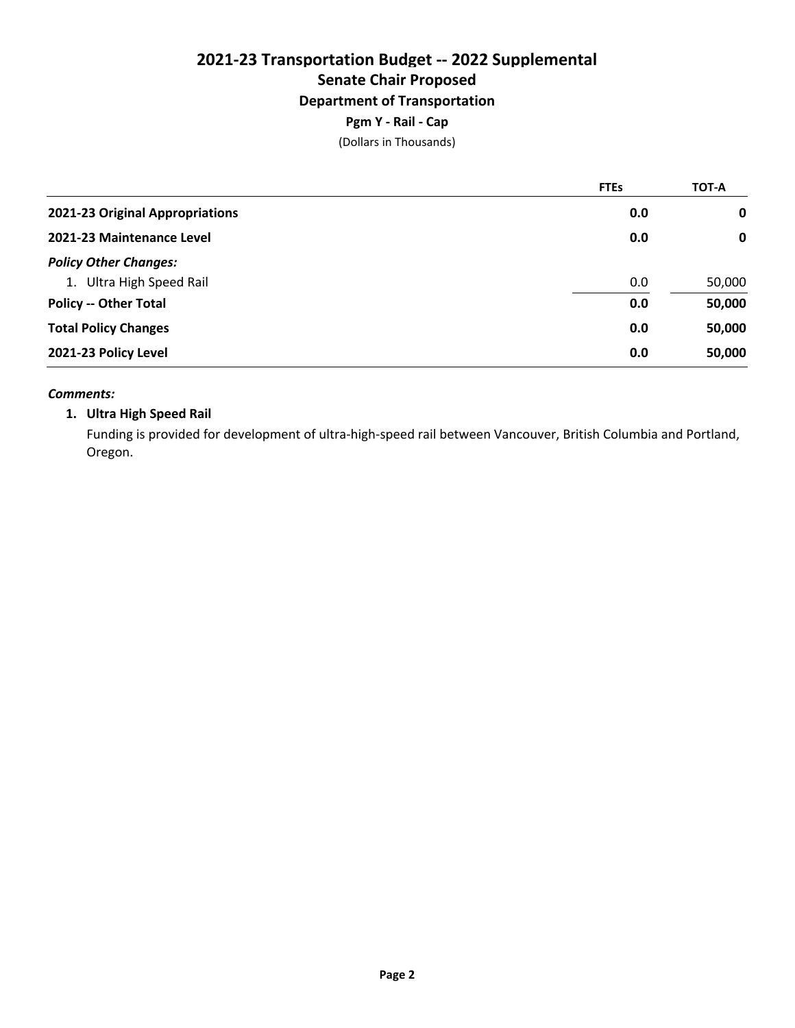# 2021-23 Transportation Budget -- 2022 Supplemental
## Senate Chair Proposed
### Department of Transportation
#### Pgm Y - Rail - Cap

(Dollars in Thousands)

| | FTEs | TOT-A |
|---|---|---|
| **2021-23 Original Appropriations** | **0.0** | **0** |
| **2021-23 Maintenance Level** | **0.0** | **0** |
| ***Policy Other Changes:*** | | |
| 1. Ultra High Speed Rail | 0.0 | 50,000 |
| **Policy -- Other Total** | **0.0** | **50,000** |
| **Total Policy Changes** | **0.0** | **50,000** |
| **2021-23 Policy Level** | **0.0** | **50,000** |

***Comments:***

**1. Ultra High Speed Rail**

Funding is provided for development of ultra-high-speed rail between Vancouver, British Columbia and Portland, Oregon.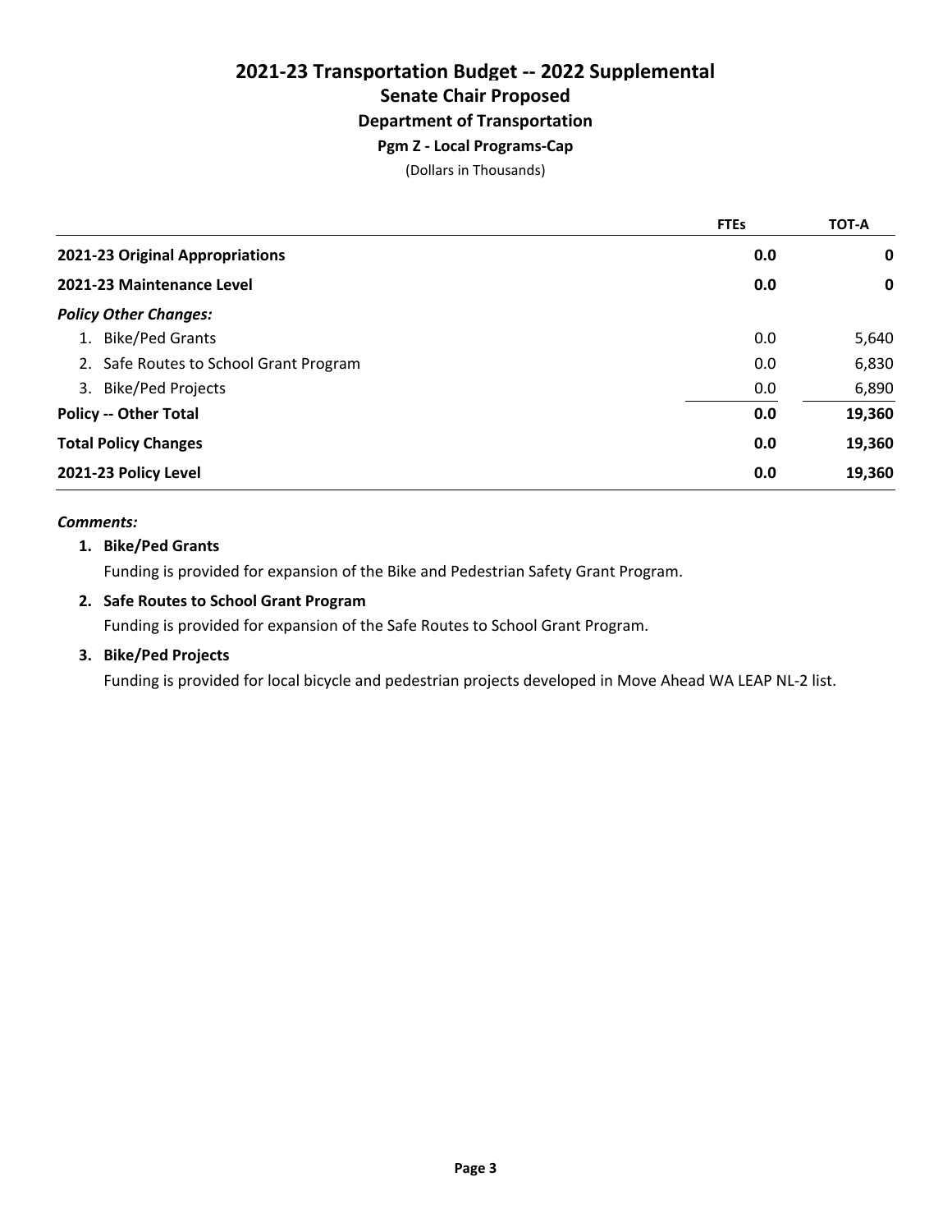# 2021-23 Transportation Budget -- 2022 Supplemental

## Senate Chair Proposed

### Department of Transportation

#### Pgm Z - Local Programs-Cap

(Dollars in Thousands)

| | FTEs | TOT-A |
|---|---|---|
| **2021-23 Original Appropriations** | **0.0** | **0** |
| **2021-23 Maintenance Level** | **0.0** | **0** |
| ***Policy Other Changes:*** | | |
| 1. Bike/Ped Grants | 0.0 | 5,640 |
| 2. Safe Routes to School Grant Program | 0.0 | 6,830 |
| 3. Bike/Ped Projects | 0.0 | 6,890 |
| **Policy -- Other Total** | **0.0** | **19,360** |
| **Total Policy Changes** | **0.0** | **19,360** |
| **2021-23 Policy Level** | **0.0** | **19,360** |

***Comments:***

1. **Bike/Ped Grants**

   Funding is provided for expansion of the Bike and Pedestrian Safety Grant Program.

2. **Safe Routes to School Grant Program**

   Funding is provided for expansion of the Safe Routes to School Grant Program.

3. **Bike/Ped Projects**

   Funding is provided for local bicycle and pedestrian projects developed in Move Ahead WA LEAP NL-2 list.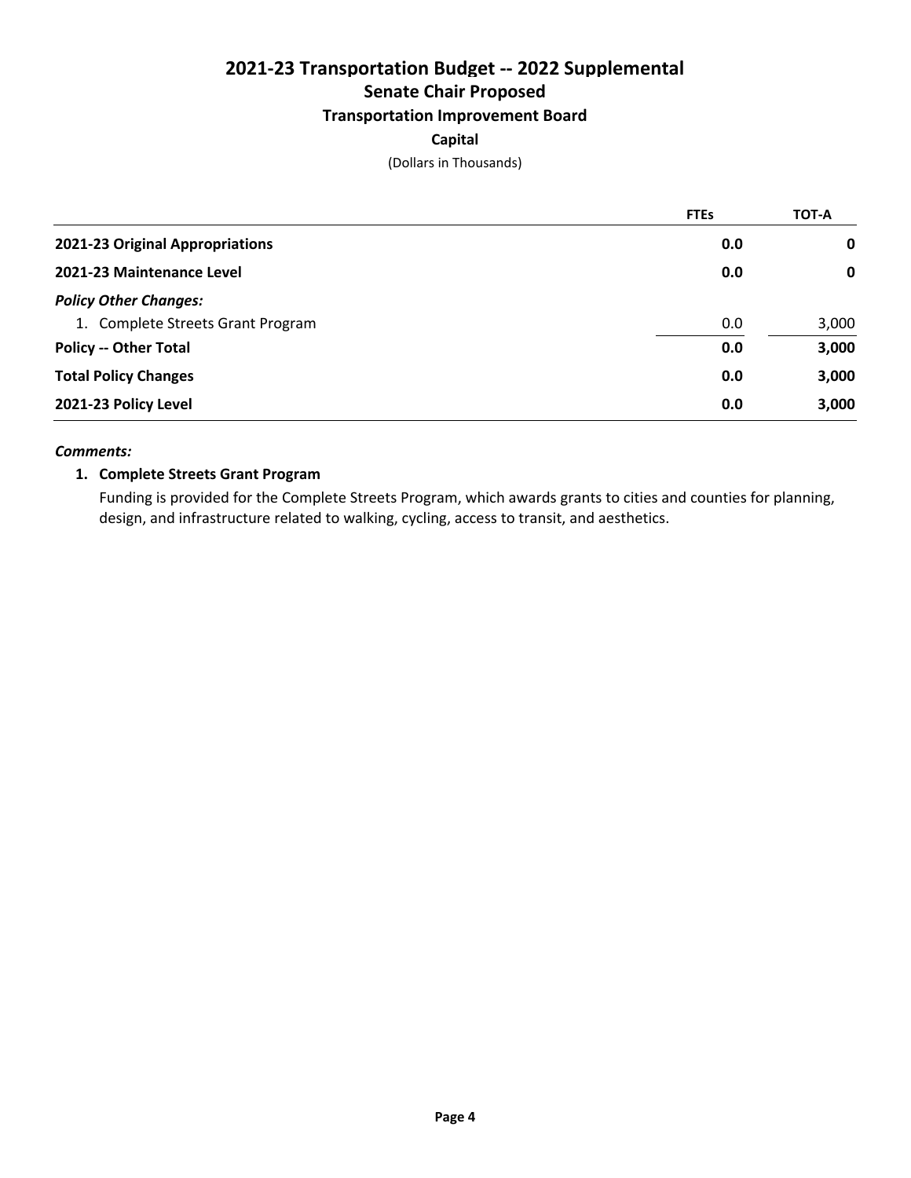# 2021-23 Transportation Budget -- 2022 Supplemental

## Senate Chair Proposed

### Transportation Improvement Board

**Capital**

(Dollars in Thousands)

| | FTEs | TOT-A |
|---|---|---|
| **2021-23 Original Appropriations** | **0.0** | **0** |
| **2021-23 Maintenance Level** | **0.0** | **0** |
| ***Policy Other Changes:*** | | |
| 1. Complete Streets Grant Program | 0.0 | 3,000 |
| **Policy -- Other Total** | **0.0** | **3,000** |
| **Total Policy Changes** | **0.0** | **3,000** |
| **2021-23 Policy Level** | **0.0** | **3,000** |

***Comments:***

1. **Complete Streets Grant Program**

   Funding is provided for the Complete Streets Program, which awards grants to cities and counties for planning, design, and infrastructure related to walking, cycling, access to transit, and aesthetics.